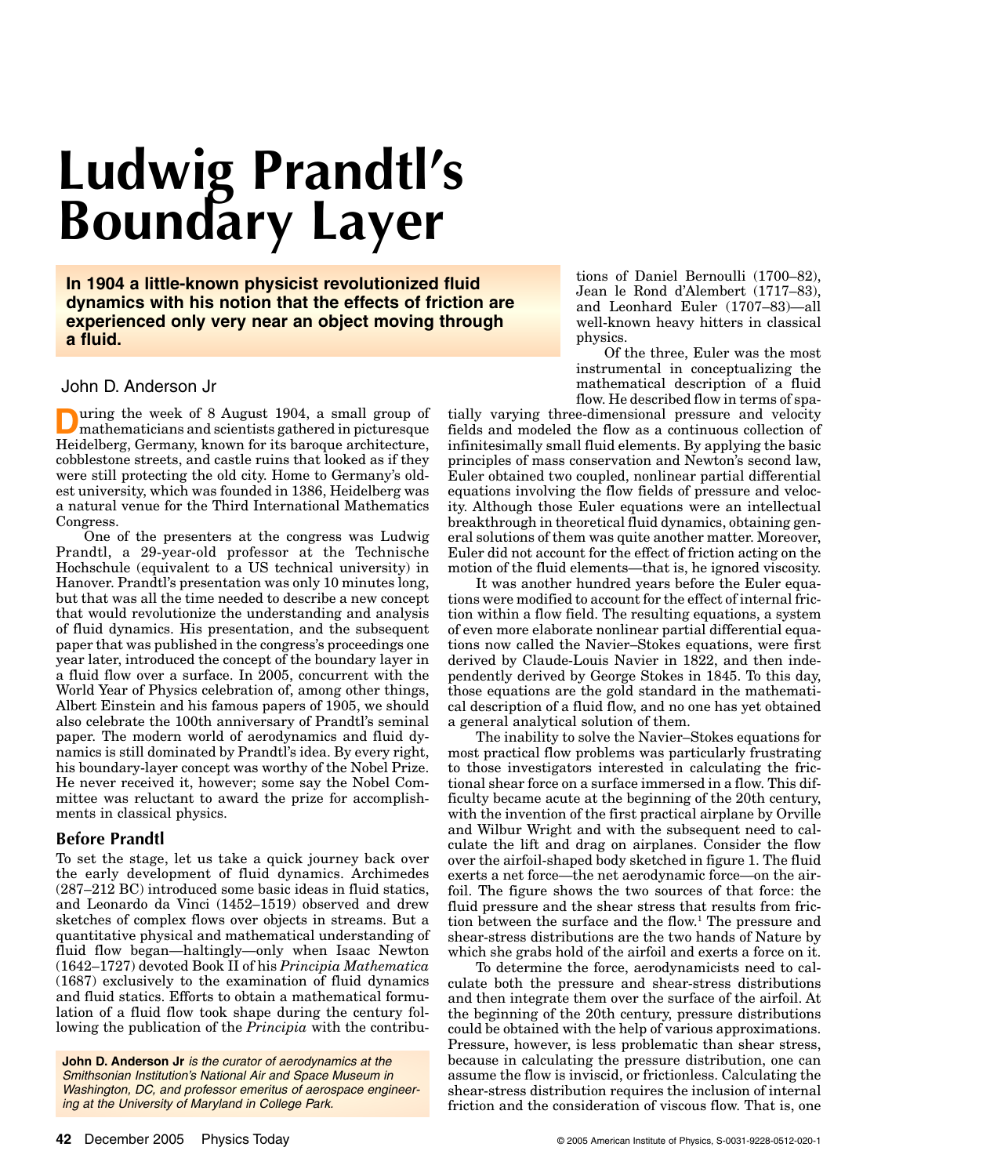# Ludwig Prandtl's Boundary Layer

**In 1904 a little-known physicist revolutionized fluid dynamics with his notion that the effects of friction are experienced only very near an object moving through a fluid.**

John D. Anderson Jr

During the week of 8 August 1904, a small group of mathematicians and scientists gathered in picturesque Heidelberg, Germany, known for its baroque architecture, cobblestone streets, and castle ruins that looked as if they were still protecting the old city. Home to Germany's oldest university, which was founded in 1386, Heidelberg was a natural venue for the Third International Mathematics Congress.

One of the presenters at the congress was Ludwig Prandtl, a 29-year-old professor at the Technische Hochschule (equivalent to a US technical university) in Hanover. Prandtl's presentation was only 10 minutes long, but that was all the time needed to describe a new concept that would revolutionize the understanding and analysis of fluid dynamics. His presentation, and the subsequent paper that was published in the congress's proceedings one year later, introduced the concept of the boundary layer in a fluid flow over a surface. In 2005, concurrent with the World Year of Physics celebration of, among other things, Albert Einstein and his famous papers of 1905, we should also celebrate the 100th anniversary of Prandtl's seminal paper. The modern world of aerodynamics and fluid dynamics is still dominated by Prandtl's idea. By every right, his boundary-layer concept was worthy of the Nobel Prize. He never received it, however; some say the Nobel Committee was reluctant to award the prize for accomplishments in classical physics.

## Before Prandtl

To set the stage, let us take a quick journey back over the early development of fluid dynamics. Archimedes (287–212 BC) introduced some basic ideas in fluid statics, and Leonardo da Vinci (1452–1519) observed and drew sketches of complex flows over objects in streams. But a quantitative physical and mathematical understanding of fluid flow began—haltingly—only when Isaac Newton (1642–1727) devoted Book II of his *Principia Mathematica* (1687) exclusively to the examination of fluid dynamics and fluid statics. Efforts to obtain a mathematical formulation of a fluid flow took shape during the century following the publication of the *Principia* with the contributions of Daniel Bernoulli (1700–82), Jean le Rond d'Alembert (1717–83), and Leonhard Euler (1707–83)—all well-known heavy hitters in classical physics.

Of the three, Euler was the most instrumental in conceptualizing the mathematical description of a fluid flow. He described flow in terms of spatially varying three-dimensional pressure and velocity fields and modeled the flow as a continuous collection of infinitesimally small fluid elements. By applying the basic principles of mass conservation and Newton's second law, Euler obtained two coupled, nonlinear partial differential equations involving the flow fields of pressure and velocity. Although those Euler equations were an intellectual breakthrough in theoretical fluid dynamics, obtaining general solutions of them was quite another matter. Moreover, Euler did not account for the effect of friction acting on the motion of the fluid elements—that is, he ignored viscosity.

It was another hundred years before the Euler equations were modified to account for the effect of internal friction within a flow field. The resulting equations, a system of even more elaborate nonlinear partial differential equations now called the Navier–Stokes equations, were first derived by Claude-Louis Navier in 1822, and then independently derived by George Stokes in 1845. To this day, those equations are the gold standard in the mathematical description of a fluid flow, and no one has yet obtained a general analytical solution of them.

The inability to solve the Navier–Stokes equations for most practical flow problems was particularly frustrating to those investigators interested in calculating the frictional shear force on a surface immersed in a flow. This difficulty became acute at the beginning of the 20th century, with the invention of the first practical airplane by Orville and Wilbur Wright and with the subsequent need to calculate the lift and drag on airplanes. Consider the flow over the airfoil-shaped body sketched in figure 1. The fluid exerts a net force—the net aerodynamic force—on the airfoil. The figure shows the two sources of that force: the fluid pressure and the shear stress that results from friction between the surface and the flow.[1] The pressure and shear-stress distributions are the two hands of Nature by which she grabs hold of the airfoil and exerts a force on it.

To determine the force, aerodynamicists need to calculate both the pressure and shear-stress distributions and then integrate them over the surface of the airfoil. At the beginning of the 20th century, pressure distributions could be obtained with the help of various approximations. Pressure, however, is less problematic than shear stress, because in calculating the pressure distribution, one can assume the flow is inviscid, or frictionless. Calculating the shear-stress distribution requires the inclusion of internal friction and the consideration of viscous flow. That is, one

**John D. Anderson Jr** *is the curator of aerodynamics at the Smithsonian Institution's National Air and Space Museum in Washington, DC, and professor emeritus of aerospace engineering at the University of Maryland in College Park.*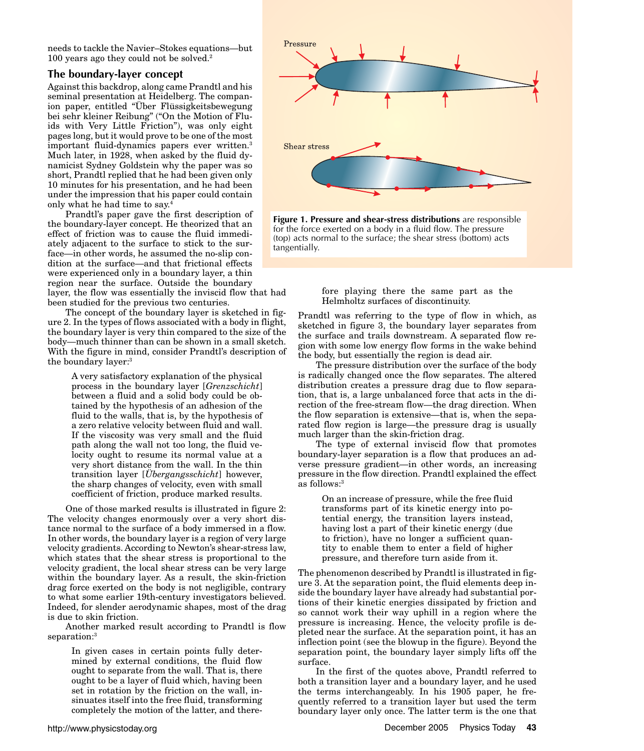needs to tackle the Navier–Stokes equations—but 100 years ago they could not be solved.[2]

## The boundary-layer concept

Against this backdrop, along came Prandtl and his seminal presentation at Heidelberg. The companion paper, entitled "Über Flüssigkeitsbewegung bei sehr kleiner Reibung" ("On the Motion of Fluids with Very Little Friction"), was only eight pages long, but it would prove to be one of the most important fluid-dynamics papers ever written.[3] Much later, in 1928, when asked by the fluid dynamicist Sydney Goldstein why the paper was so short, Prandtl replied that he had been given only 10 minutes for his presentation, and he had been under the impression that his paper could contain only what he had time to say.[4]

Prandtl's paper gave the first description of the boundary-layer concept. He theorized that an effect of friction was to cause the fluid immediately adjacent to the surface to stick to the surface—in other words, he assumed the no-slip condition at the surface—and that frictional effects were experienced only in a boundary layer, a thin region near the surface. Outside the boundary layer, the flow was essentially the inviscid flow that had been studied for the previous two centuries.

**Figure 1. Pressure and shear-stress distributions** are responsible for the force exerted on a body in a fluid flow. The pressure (top) acts normal to the surface; the shear stress (bottom) acts tangentially.

The concept of the boundary layer is sketched in figure 2. In the types of flows associated with a body in flight, the boundary layer is very thin compared to the size of the body—much thinner than can be shown in a small sketch. With the figure in mind, consider Prandtl's description of the boundary layer:[3]

> A very satisfactory explanation of the physical process in the boundary layer [*Grenzschicht*] between a fluid and a solid body could be obtained by the hypothesis of an adhesion of the fluid to the walls, that is, by the hypothesis of a zero relative velocity between fluid and wall. If the viscosity was very small and the fluid path along the wall not too long, the fluid velocity ought to resume its normal value at a very short distance from the wall. In the thin transition layer [*Übergangsschicht*] however, the sharp changes of velocity, even with small coefficient of friction, produce marked results.

One of those marked results is illustrated in figure 2: The velocity changes enormously over a very short distance normal to the surface of a body immersed in a flow. In other words, the boundary layer is a region of very large velocity gradients. According to Newton's shear-stress law, which states that the shear stress is proportional to the velocity gradient, the local shear stress can be very large within the boundary layer. As a result, the skin-friction drag force exerted on the body is not negligible, contrary to what some earlier 19th-century investigators believed. Indeed, for slender aerodynamic shapes, most of the drag is due to skin friction.

Another marked result according to Prandtl is flow separation:[3]

> In given cases in certain points fully determined by external conditions, the fluid flow ought to separate from the wall. That is, there ought to be a layer of fluid which, having been set in rotation by the friction on the wall, insinuates itself into the free fluid, transforming completely the motion of the latter, and therefore playing there the same part as the Helmholtz surfaces of discontinuity.

Prandtl was referring to the type of flow in which, as sketched in figure 3, the boundary layer separates from the surface and trails downstream. A separated flow region with some low energy flow forms in the wake behind the body, but essentially the region is dead air.

The pressure distribution over the surface of the body is radically changed once the flow separates. The altered distribution creates a pressure drag due to flow separation, that is, a large unbalanced force that acts in the direction of the free-stream flow—the drag direction. When the flow separation is extensive—that is, when the separated flow region is large—the pressure drag is usually much larger than the skin-friction drag.

The type of external inviscid flow that promotes boundary-layer separation is a flow that produces an adverse pressure gradient—in other words, an increasing pressure in the flow direction. Prandtl explained the effect as follows:[3]

> On an increase of pressure, while the free fluid transforms part of its kinetic energy into potential energy, the transition layers instead, having lost a part of their kinetic energy (due to friction), have no longer a sufficient quantity to enable them to enter a field of higher pressure, and therefore turn aside from it.

The phenomenon described by Prandtl is illustrated in figure 3. At the separation point, the fluid elements deep inside the boundary layer have already had substantial portions of their kinetic energies dissipated by friction and so cannot work their way uphill in a region where the pressure is increasing. Hence, the velocity profile is depleted near the surface. At the separation point, it has an inflection point (see the blowup in the figure). Beyond the separation point, the boundary layer simply lifts off the surface.

In the first of the quotes above, Prandtl referred to both a transition layer and a boundary layer, and he used the terms interchangeably. In his 1905 paper, he frequently referred to a transition layer but used the term boundary layer only once. The latter term is the one that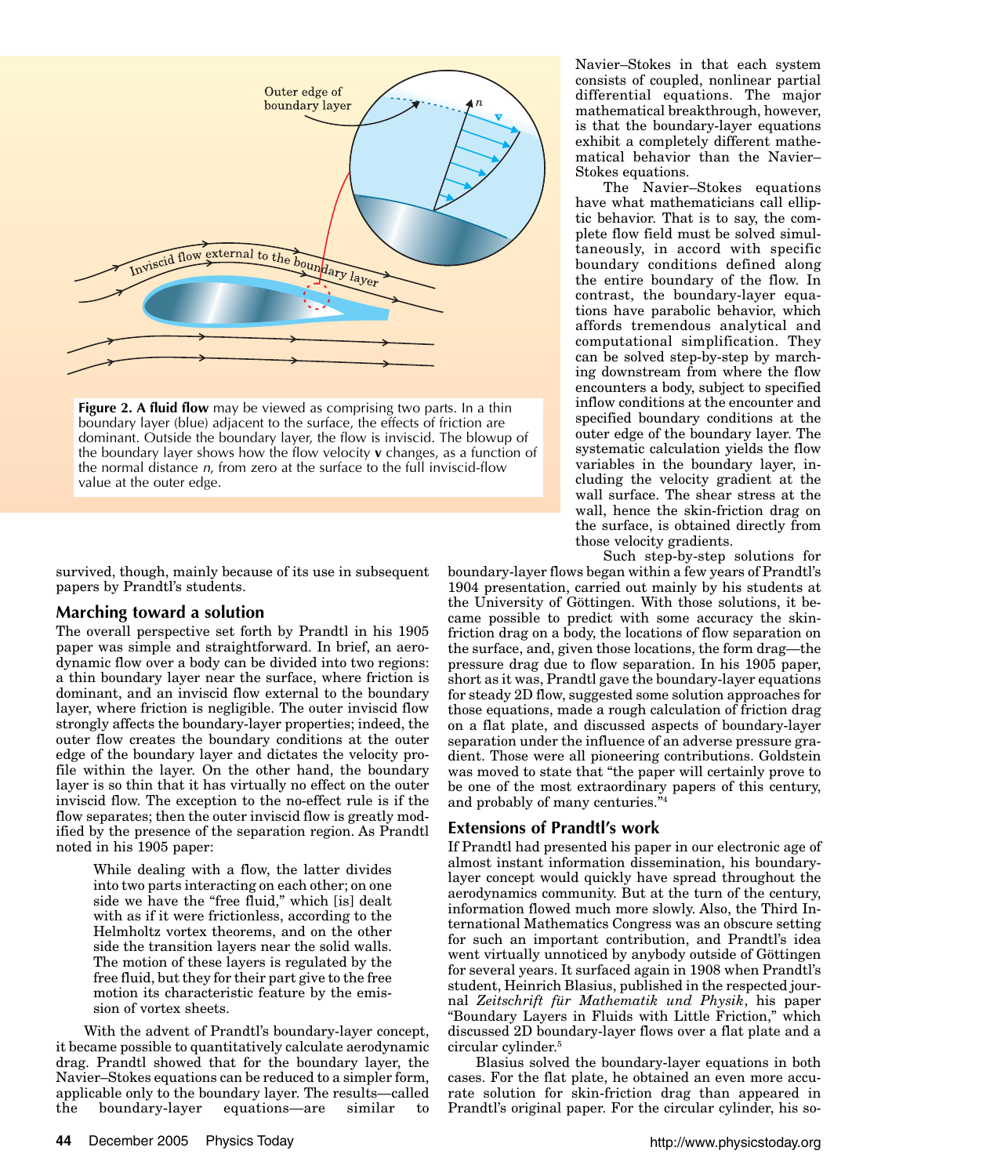Figure 2. **A fluid flow** may be viewed as comprising two parts. In a thin boundary layer (blue) adjacent to the surface, the effects of friction are dominant. Outside the boundary layer, the flow is inviscid. The blowup of the boundary layer shows how the flow velocity **v** changes, as a function of the normal distance *n*, from zero at the surface to the full inviscid-flow value at the outer edge.

survived, though, mainly because of its use in subsequent papers by Prandtl's students.

## Marching toward a solution

The overall perspective set forth by Prandtl in his 1905 paper was simple and straightforward. In brief, an aerodynamic flow over a body can be divided into two regions: a thin boundary layer near the surface, where friction is dominant, and an inviscid flow external to the boundary layer, where friction is negligible. The outer inviscid flow strongly affects the boundary-layer properties; indeed, the outer flow creates the boundary conditions at the outer edge of the boundary layer and dictates the velocity profile within the layer. On the other hand, the boundary layer is so thin that it has virtually no effect on the outer inviscid flow. The exception to the no-effect rule is if the flow separates; then the outer inviscid flow is greatly modified by the presence of the separation region. As Prandtl noted in his 1905 paper:

> While dealing with a flow, the latter divides into two parts interacting on each other; on one side we have the "free fluid," which [is] dealt with as if it were frictionless, according to the Helmholtz vortex theorems, and on the other side the transition layers near the solid walls. The motion of these layers is regulated by the free fluid, but they for their part give to the free motion its characteristic feature by the emission of vortex sheets.

With the advent of Prandtl's boundary-layer concept, it became possible to quantitatively calculate aerodynamic drag. Prandtl showed that for the boundary layer, the Navier–Stokes equations can be reduced to a simpler form, applicable only to the boundary layer. The results—called the boundary-layer equations—are similar to Navier–Stokes in that each system consists of coupled, nonlinear partial differential equations. The major mathematical breakthrough, however, is that the boundary-layer equations exhibit a completely different mathematical behavior than the Navier–Stokes equations.

The Navier–Stokes equations have what mathematicians call elliptic behavior. That is to say, the complete flow field must be solved simultaneously, in accord with specific boundary conditions defined along the entire boundary of the flow. In contrast, the boundary-layer equations have parabolic behavior, which affords tremendous analytical and computational simplification. They can be solved step-by-step by marching downstream from where the flow encounters a body, subject to specified inflow conditions at the encounter and specified boundary conditions at the outer edge of the boundary layer. The systematic calculation yields the flow variables in the boundary layer, including the velocity gradient at the wall surface. The shear stress at the wall, hence the skin-friction drag on the surface, is obtained directly from those velocity gradients.

Such step-by-step solutions for boundary-layer flows began within a few years of Prandtl's 1904 presentation, carried out mainly by his students at the University of Göttingen. With those solutions, it became possible to predict with some accuracy the skin-friction drag on a body, the locations of flow separation on the surface, and, given those locations, the form drag—the pressure drag due to flow separation. In his 1905 paper, short as it was, Prandtl gave the boundary-layer equations for steady 2D flow, suggested some solution approaches for those equations, made a rough calculation of friction drag on a flat plate, and discussed aspects of boundary-layer separation under the influence of an adverse pressure gradient. Those were all pioneering contributions. Goldstein was moved to state that "the paper will certainly prove to be one of the most extraordinary papers of this century, and probably of many centuries."[4]

## Extensions of Prandtl's work

If Prandtl had presented his paper in our electronic age of almost instant information dissemination, his boundary-layer concept would quickly have spread throughout the aerodynamics community. But at the turn of the century, information flowed much more slowly. Also, the Third International Mathematics Congress was an obscure setting for such an important contribution, and Prandtl's idea went virtually unnoticed by anybody outside of Göttingen for several years. It surfaced again in 1908 when Prandtl's student, Heinrich Blasius, published in the respected journal *Zeitschrift für Mathematik und Physik*, his paper "Boundary Layers in Fluids with Little Friction," which discussed 2D boundary-layer flows over a flat plate and a circular cylinder.[5]

Blasius solved the boundary-layer equations in both cases. For the flat plate, he obtained an even more accurate solution for skin-friction drag than appeared in Prandtl's original paper. For the circular cylinder, his so-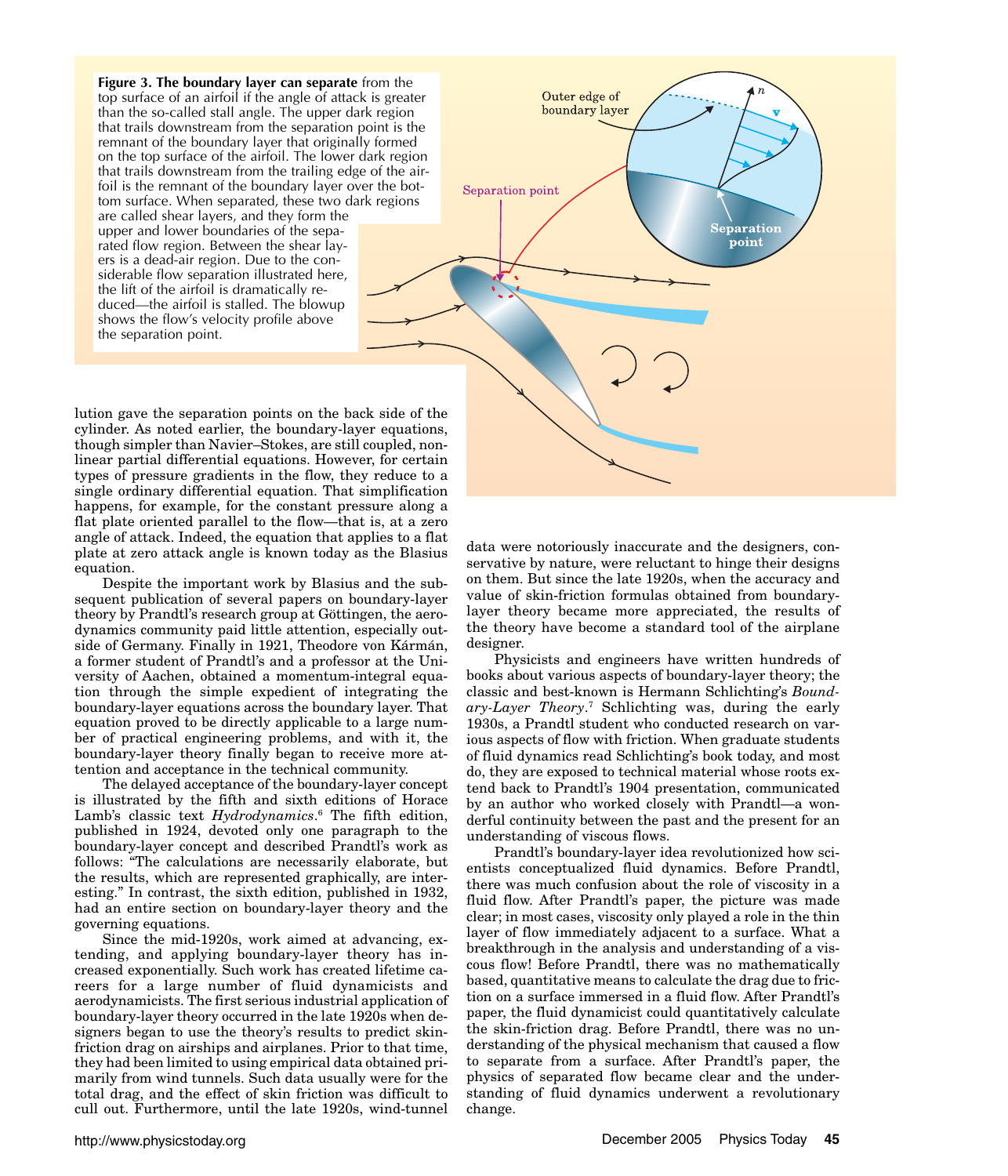**Figure 3. The boundary layer can separate** from the top surface of an airfoil if the angle of attack is greater than the so-called stall angle. The upper dark region that trails downstream from the separation point is the remnant of the boundary layer that originally formed on the top surface of the airfoil. The lower dark region that trails downstream from the trailing edge of the airfoil is the remnant of the boundary layer over the bottom surface. When separated, these two dark regions are called shear layers, and they form the upper and lower boundaries of the separated flow region. Between the shear layers is a dead-air region. Due to the considerable flow separation illustrated here, the lift of the airfoil is dramatically reduced—the airfoil is stalled. The blowup shows the flow's velocity profile above the separation point.

lution gave the separation points on the back side of the cylinder. As noted earlier, the boundary-layer equations, though simpler than Navier–Stokes, are still coupled, nonlinear partial differential equations. However, for certain types of pressure gradients in the flow, they reduce to a single ordinary differential equation. That simplification happens, for example, for the constant pressure along a flat plate oriented parallel to the flow—that is, at a zero angle of attack. Indeed, the equation that applies to a flat plate at zero attack angle is known today as the Blasius equation.

Despite the important work by Blasius and the subsequent publication of several papers on boundary-layer theory by Prandtl's research group at Göttingen, the aerodynamics community paid little attention, especially outside of Germany. Finally in 1921, Theodore von Kármán, a former student of Prandtl's and a professor at the University of Aachen, obtained a momentum-integral equation through the simple expedient of integrating the boundary-layer equations across the boundary layer. That equation proved to be directly applicable to a large number of practical engineering problems, and with it, the boundary-layer theory finally began to receive more attention and acceptance in the technical community.

The delayed acceptance of the boundary-layer concept is illustrated by the fifth and sixth editions of Horace Lamb's classic text *Hydrodynamics*.[6] The fifth edition, published in 1924, devoted only one paragraph to the boundary-layer concept and described Prandtl's work as follows: "The calculations are necessarily elaborate, but the results, which are represented graphically, are interesting." In contrast, the sixth edition, published in 1932, had an entire section on boundary-layer theory and the governing equations.

Since the mid-1920s, work aimed at advancing, extending, and applying boundary-layer theory has increased exponentially. Such work has created lifetime careers for a large number of fluid dynamicists and aerodynamicists. The first serious industrial application of boundary-layer theory occurred in the late 1920s when designers began to use the theory's results to predict skin-friction drag on airships and airplanes. Prior to that time, they had been limited to using empirical data obtained primarily from wind tunnels. Such data usually were for the total drag, and the effect of skin friction was difficult to cull out. Furthermore, until the late 1920s, wind-tunnel data were notoriously inaccurate and the designers, conservative by nature, were reluctant to hinge their designs on them. But since the late 1920s, when the accuracy and value of skin-friction formulas obtained from boundary-layer theory became more appreciated, the results of the theory have become a standard tool of the airplane designer.

Physicists and engineers have written hundreds of books about various aspects of boundary-layer theory; the classic and best-known is Hermann Schlichting's *Boundary-Layer Theory*.[7] Schlichting was, during the early 1930s, a Prandtl student who conducted research on various aspects of flow with friction. When graduate students of fluid dynamics read Schlichting's book today, and most do, they are exposed to technical material whose roots extend back to Prandtl's 1904 presentation, communicated by an author who worked closely with Prandtl—a wonderful continuity between the past and the present for an understanding of viscous flows.

Prandtl's boundary-layer idea revolutionized how scientists conceptualized fluid dynamics. Before Prandtl, there was much confusion about the role of viscosity in a fluid flow. After Prandtl's paper, the picture was made clear; in most cases, viscosity only played a role in the thin layer of flow immediately adjacent to a surface. What a breakthrough in the analysis and understanding of a viscous flow! Before Prandtl, there was no mathematically based, quantitative means to calculate the drag due to friction on a surface immersed in a fluid flow. After Prandtl's paper, the fluid dynamicist could quantitatively calculate the skin-friction drag. Before Prandtl, there was no understanding of the physical mechanism that caused a flow to separate from a surface. After Prandtl's paper, the physics of separated flow became clear and the understanding of fluid dynamics underwent a revolutionary change.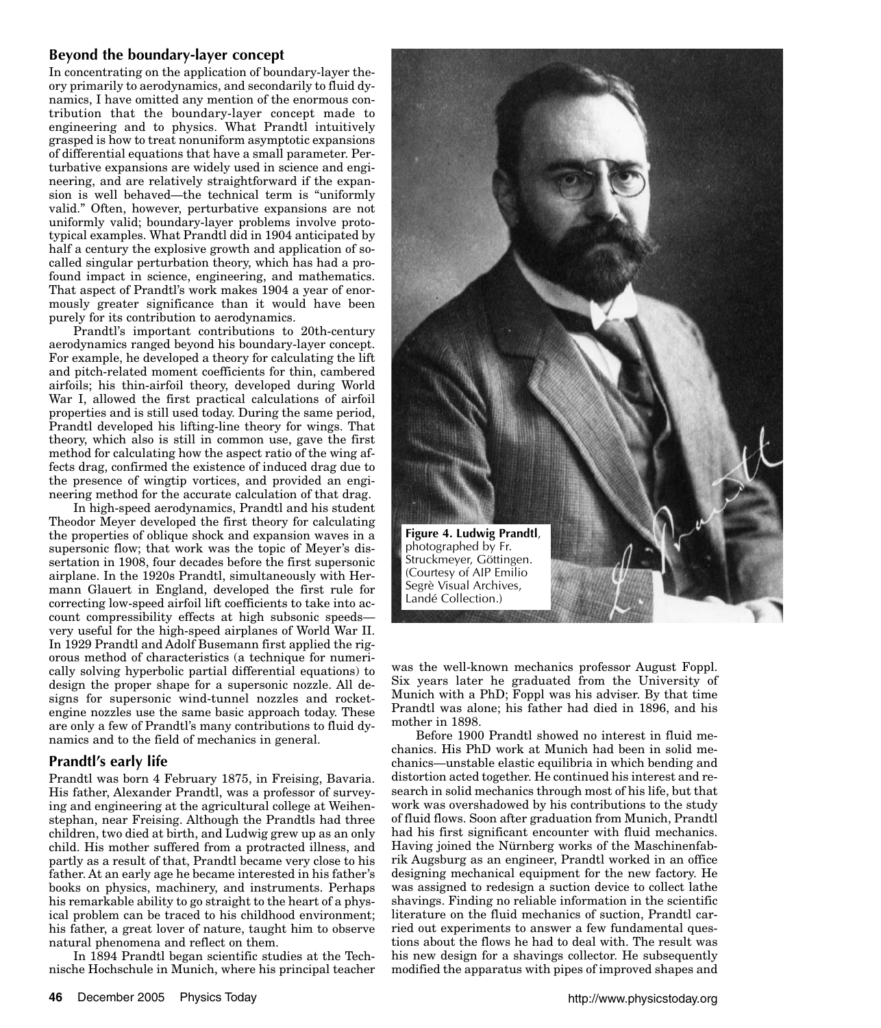## Beyond the boundary-layer concept

In concentrating on the application of boundary-layer theory primarily to aerodynamics, and secondarily to fluid dynamics, I have omitted any mention of the enormous contribution that the boundary-layer concept made to engineering and to physics. What Prandtl intuitively grasped is how to treat nonuniform asymptotic expansions of differential equations that have a small parameter. Perturbative expansions are widely used in science and engineering, and are relatively straightforward if the expansion is well behaved—the technical term is "uniformly valid." Often, however, perturbative expansions are not uniformly valid; boundary-layer problems involve prototypical examples. What Prandtl did in 1904 anticipated by half a century the explosive growth and application of so-called singular perturbation theory, which has had a profound impact in science, engineering, and mathematics. That aspect of Prandtl's work makes 1904 a year of enormously greater significance than it would have been purely for its contribution to aerodynamics.

Prandtl's important contributions to 20th-century aerodynamics ranged beyond his boundary-layer concept. For example, he developed a theory for calculating the lift and pitch-related moment coefficients for thin, cambered airfoils; his thin-airfoil theory, developed during World War I, allowed the first practical calculations of airfoil properties and is still used today. During the same period, Prandtl developed his lifting-line theory for wings. That theory, which also is still in common use, gave the first method for calculating how the aspect ratio of the wing affects drag, confirmed the existence of induced drag due to the presence of wingtip vortices, and provided an engineering method for the accurate calculation of that drag.

In high-speed aerodynamics, Prandtl and his student Theodor Meyer developed the first theory for calculating the properties of oblique shock and expansion waves in a supersonic flow; that work was the topic of Meyer's dissertation in 1908, four decades before the first supersonic airplane. In the 1920s Prandtl, simultaneously with Hermann Glauert in England, developed the first rule for correcting low-speed airfoil lift coefficients to take into account compressibility effects at high subsonic speeds—very useful for the high-speed airplanes of World War II. In 1929 Prandtl and Adolf Busemann first applied the rigorous method of characteristics (a technique for numerically solving hyperbolic partial differential equations) to design the proper shape for a supersonic nozzle. All designs for supersonic wind-tunnel nozzles and rocket-engine nozzles use the same basic approach today. These are only a few of Prandtl's many contributions to fluid dynamics and to the field of mechanics in general.

## Prandtl's early life

Prandtl was born 4 February 1875, in Freising, Bavaria. His father, Alexander Prandtl, was a professor of surveying and engineering at the agricultural college at Weihenstephan, near Freising. Although the Prandtls had three children, two died at birth, and Ludwig grew up as an only child. His mother suffered from a protracted illness, and partly as a result of that, Prandtl became very close to his father. At an early age he became interested in his father's books on physics, machinery, and instruments. Perhaps his remarkable ability to go straight to the heart of a physical problem can be traced to his childhood environment; his father, a great lover of nature, taught him to observe natural phenomena and reflect on them.

In 1894 Prandtl began scientific studies at the Technische Hochschule in Munich, where his principal teacher was the well-known mechanics professor August Foppl. Six years later he graduated from the University of Munich with a PhD; Foppl was his adviser. By that time Prandtl was alone; his father had died in 1896, and his mother in 1898.

Before 1900 Prandtl showed no interest in fluid mechanics. His PhD work at Munich had been in solid mechanics—unstable elastic equilibria in which bending and distortion acted together. He continued his interest and research in solid mechanics through most of his life, but that work was overshadowed by his contributions to the study of fluid flows. Soon after graduation from Munich, Prandtl had his first significant encounter with fluid mechanics. Having joined the Nürnberg works of the Maschinenfabrik Augsburg as an engineer, Prandtl worked in an office designing mechanical equipment for the new factory. He was assigned to redesign a suction device to collect lathe shavings. Finding no reliable information in the scientific literature on the fluid mechanics of suction, Prandtl carried out experiments to answer a few fundamental questions about the flows he had to deal with. The result was his new design for a shavings collector. He subsequently modified the apparatus with pipes of improved shapes and

**Figure 4. Ludwig Prandtl**, photographed by Fr. Struckmeyer, Göttingen. (Courtesy of AIP Emilio Segrè Visual Archives, Landé Collection.)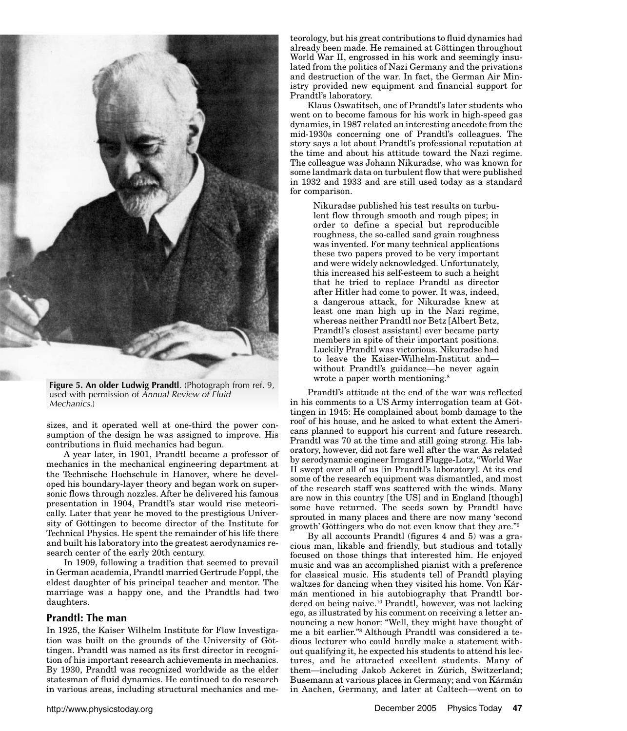Figure 5. An older Ludwig Prandtl. (Photograph from ref. 9, used with permission of *Annual Review of Fluid Mechanics*.)

sizes, and it operated well at one-third the power consumption of the design he was assigned to improve. His contributions in fluid mechanics had begun.

A year later, in 1901, Prandtl became a professor of mechanics in the mechanical engineering department at the Technische Hochschule in Hanover, where he developed his boundary-layer theory and began work on supersonic flows through nozzles. After he delivered his famous presentation in 1904, Prandtl's star would rise meteorically. Later that year he moved to the prestigious University of Göttingen to become director of the Institute for Technical Physics. He spent the remainder of his life there and built his laboratory into the greatest aerodynamics research center of the early 20th century.

In 1909, following a tradition that seemed to prevail in German academia, Prandtl married Gertrude Foppl, the eldest daughter of his principal teacher and mentor. The marriage was a happy one, and the Prandtls had two daughters.

## Prandtl: The man

In 1925, the Kaiser Wilhelm Institute for Flow Investigation was built on the grounds of the University of Göttingen. Prandtl was named as its first director in recognition of his important research achievements in mechanics. By 1930, Prandtl was recognized worldwide as the elder statesman of fluid dynamics. He continued to do research in various areas, including structural mechanics and meteorology, but his great contributions to fluid dynamics had already been made. He remained at Göttingen throughout World War II, engrossed in his work and seemingly insulated from the politics of Nazi Germany and the privations and destruction of the war. In fact, the German Air Ministry provided new equipment and financial support for Prandtl's laboratory.

Klaus Oswatitsch, one of Prandtl's later students who went on to become famous for his work in high-speed gas dynamics, in 1987 related an interesting anecdote from the mid-1930s concerning one of Prandtl's colleagues. The story says a lot about Prandtl's professional reputation at the time and about his attitude toward the Nazi regime. The colleague was Johann Nikuradse, who was known for some landmark data on turbulent flow that were published in 1932 and 1933 and are still used today as a standard for comparison.

> Nikuradse published his test results on turbulent flow through smooth and rough pipes; in order to define a special but reproducible roughness, the so-called sand grain roughness was invented. For many technical applications these two papers proved to be very important and were widely acknowledged. Unfortunately, this increased his self-esteem to such a height that he tried to replace Prandtl as director after Hitler had come to power. It was, indeed, a dangerous attack, for Nikuradse knew at least one man high up in the Nazi regime, whereas neither Prandtl nor Betz [Albert Betz, Prandtl's closest assistant] ever became party members in spite of their important positions. Luckily Prandtl was victorious. Nikuradse had to leave the Kaiser-Wilhelm-Institut and—without Prandtl's guidance—he never again wrote a paper worth mentioning.[8]

Prandtl's attitude at the end of the war was reflected in his comments to a US Army interrogation team at Göttingen in 1945: He complained about bomb damage to the roof of his house, and he asked to what extent the Americans planned to support his current and future research. Prandtl was 70 at the time and still going strong. His laboratory, however, did not fare well after the war. As related by aerodynamic engineer Irmgard Flugge-Lotz, "World War II swept over all of us [in Prandtl's laboratory]. At its end some of the research equipment was dismantled, and most of the research staff was scattered with the winds. Many are now in this country [the US] and in England [though] some have returned. The seeds sown by Prandtl have sprouted in many places and there are now many 'second growth' Göttingers who do not even know that they are."[9]

By all accounts Prandtl (figures 4 and 5) was a gracious man, likable and friendly, but studious and totally focused on those things that interested him. He enjoyed music and was an accomplished pianist with a preference for classical music. His students tell of Prandtl playing waltzes for dancing when they visited his home. Von Kármán mentioned in his autobiography that Prandtl bordered on being naive.[10] Prandtl, however, was not lacking ego, as illustrated by his comment on receiving a letter announcing a new honor: "Well, they might have thought of me a bit earlier."[8] Although Prandtl was considered a tedious lecturer who could hardly make a statement without qualifying it, he expected his students to attend his lectures, and he attracted excellent students. Many of them—including Jakob Ackeret in Zürich, Switzerland; Busemann at various places in Germany; and von Kármán in Aachen, Germany, and later at Caltech—went on to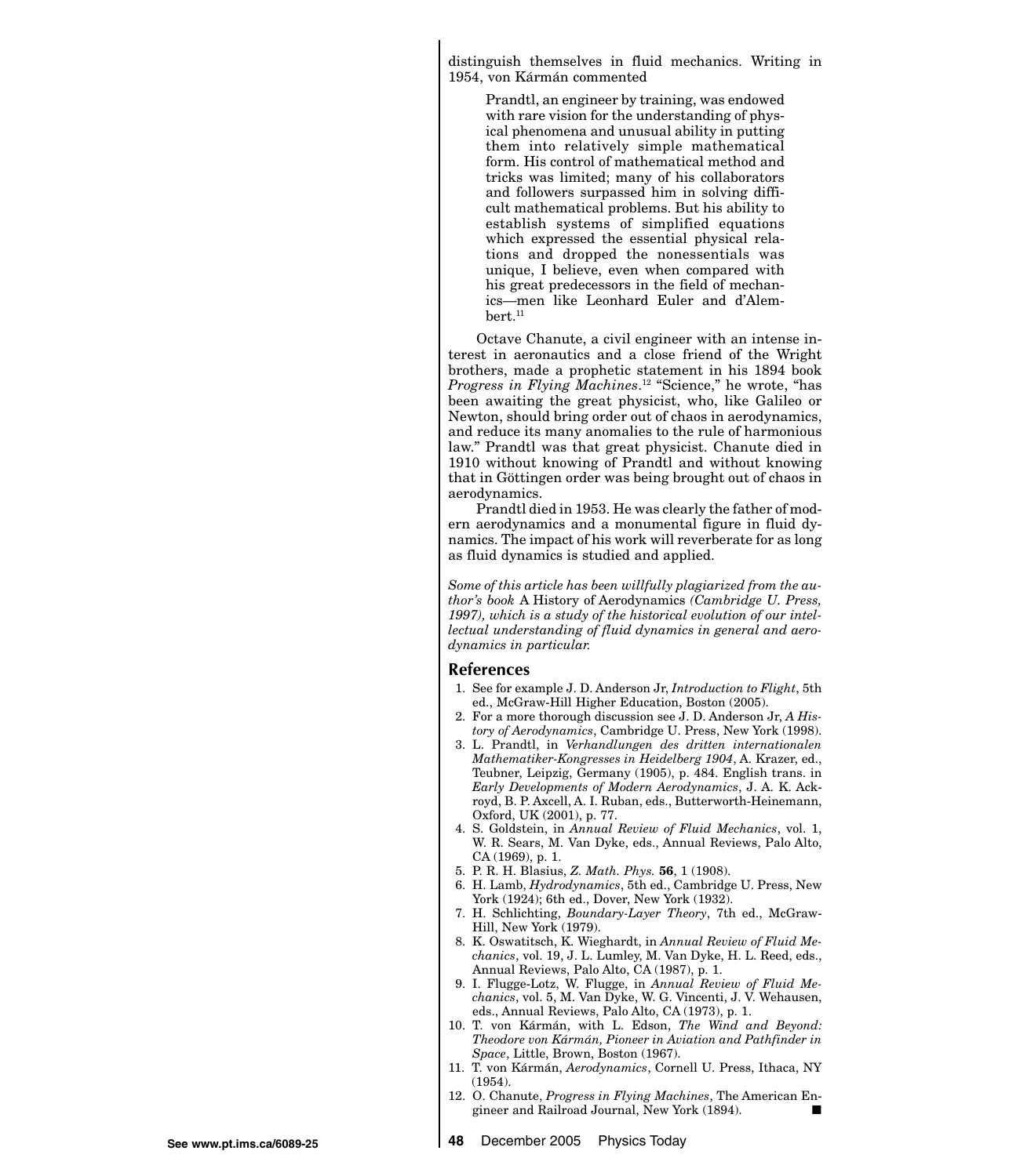distinguish themselves in fluid mechanics. Writing in 1954, von Kármán commented

> Prandtl, an engineer by training, was endowed with rare vision for the understanding of physical phenomena and unusual ability in putting them into relatively simple mathematical form. His control of mathematical method and tricks was limited; many of his collaborators and followers surpassed him in solving difficult mathematical problems. But his ability to establish systems of simplified equations which expressed the essential physical relations and dropped the nonessentials was unique, I believe, even when compared with his great predecessors in the field of mechanics—men like Leonhard Euler and d'Alembert.[11]

Octave Chanute, a civil engineer with an intense interest in aeronautics and a close friend of the Wright brothers, made a prophetic statement in his 1894 book *Progress in Flying Machines*.[12] "Science," he wrote, "has been awaiting the great physicist, who, like Galileo or Newton, should bring order out of chaos in aerodynamics, and reduce its many anomalies to the rule of harmonious law." Prandtl was that great physicist. Chanute died in 1910 without knowing of Prandtl and without knowing that in Göttingen order was being brought out of chaos in aerodynamics.

Prandtl died in 1953. He was clearly the father of modern aerodynamics and a monumental figure in fluid dynamics. The impact of his work will reverberate for as long as fluid dynamics is studied and applied.

*Some of this article has been willfully plagiarized from the author's book* A History of Aerodynamics *(Cambridge U. Press, 1997), which is a study of the historical evolution of our intellectual understanding of fluid dynamics in general and aerodynamics in particular.*

## References

1. See for example J. D. Anderson Jr, *Introduction to Flight*, 5th ed., McGraw-Hill Higher Education, Boston (2005).
2. For a more thorough discussion see J. D. Anderson Jr, *A History of Aerodynamics*, Cambridge U. Press, New York (1998).
3. L. Prandtl, in *Verhandlungen des dritten internationalen Mathematiker-Kongresses in Heidelberg 1904*, A. Krazer, ed., Teubner, Leipzig, Germany (1905), p. 484. English trans. in *Early Developments of Modern Aerodynamics*, J. A. K. Ackroyd, B. P. Axcell, A. I. Ruban, eds., Butterworth-Heinemann, Oxford, UK (2001), p. 77.
4. S. Goldstein, in *Annual Review of Fluid Mechanics*, vol. 1, W. R. Sears, M. Van Dyke, eds., Annual Reviews, Palo Alto, CA (1969), p. 1.
5. P. R. H. Blasius, *Z. Math. Phys.* **56**, 1 (1908).
6. H. Lamb, *Hydrodynamics*, 5th ed., Cambridge U. Press, New York (1924); 6th ed., Dover, New York (1932).
7. H. Schlichting, *Boundary-Layer Theory*, 7th ed., McGraw-Hill, New York (1979).
8. K. Oswatitsch, K. Wieghardt, in *Annual Review of Fluid Mechanics*, vol. 19, J. L. Lumley, M. Van Dyke, H. L. Reed, eds., Annual Reviews, Palo Alto, CA (1987), p. 1.
9. I. Flugge-Lotz, W. Flugge, in *Annual Review of Fluid Mechanics*, vol. 5, M. Van Dyke, W. G. Vincenti, J. V. Wehausen, eds., Annual Reviews, Palo Alto, CA (1973), p. 1.
10. T. von Kármán, with L. Edson, *The Wind and Beyond: Theodore von Kármán, Pioneer in Aviation and Pathfinder in Space*, Little, Brown, Boston (1967).
11. T. von Kármán, *Aerodynamics*, Cornell U. Press, Ithaca, NY (1954).
12. O. Chanute, *Progress in Flying Machines*, The American Engineer and Railroad Journal, New York (1894). ■

See www.pt.ims.ca/6089-25